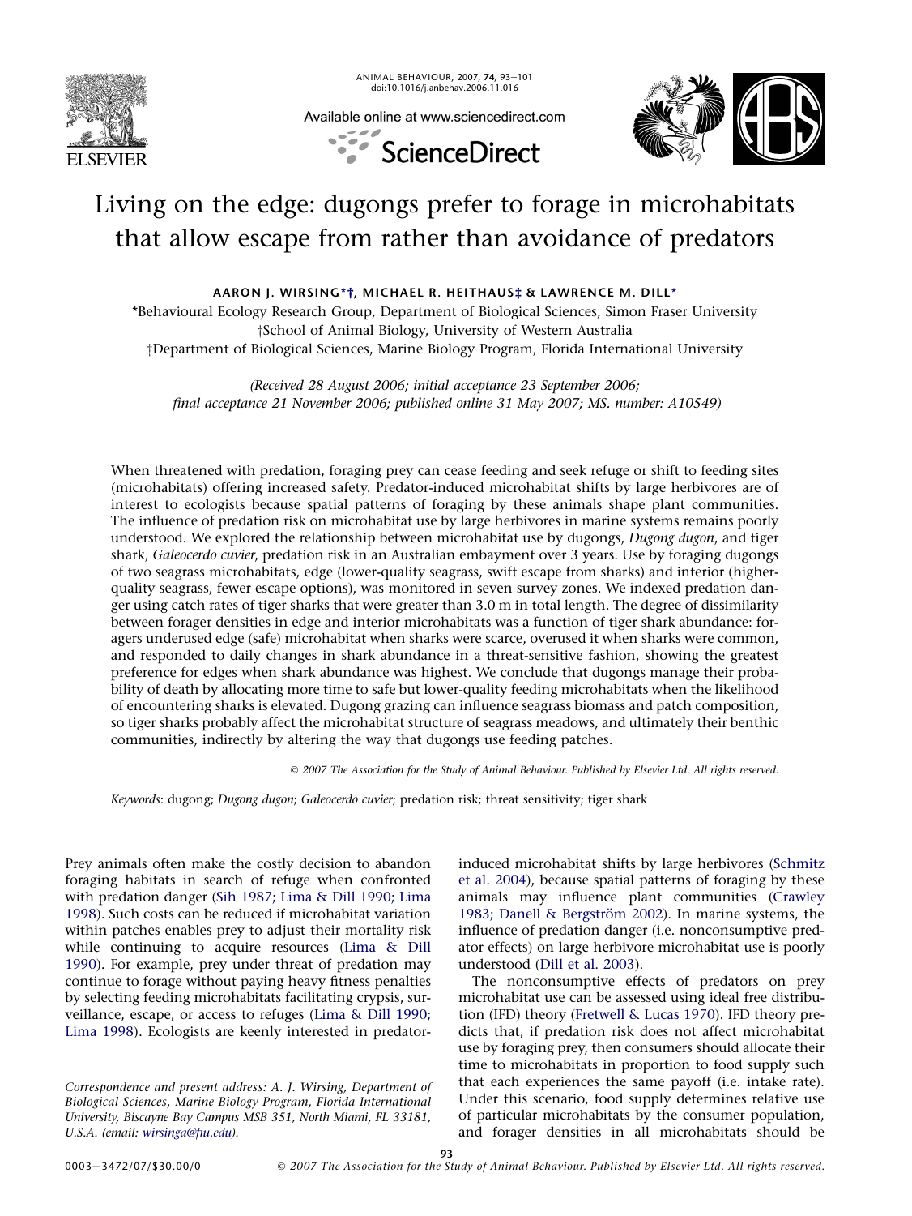# Living on the edge: dugongs prefer to forage in microhabitats that allow escape from rather than avoidance of predators

AARON J. WIRSING*†, MICHAEL R. HEITHAUS‡ & LAWRENCE M. DILL*

*Behavioural Ecology Research Group, Department of Biological Sciences, Simon Fraser University
†School of Animal Biology, University of Western Australia
‡Department of Biological Sciences, Marine Biology Program, Florida International University

*(Received 28 August 2006; initial acceptance 23 September 2006; final acceptance 21 November 2006; published online 31 May 2007; MS. number: A10549)*

When threatened with predation, foraging prey can cease feeding and seek refuge or shift to feeding sites (microhabitats) offering increased safety. Predator-induced microhabitat shifts by large herbivores are of interest to ecologists because spatial patterns of foraging by these animals shape plant communities. The influence of predation risk on microhabitat use by large herbivores in marine systems remains poorly understood. We explored the relationship between microhabitat use by dugongs, *Dugong dugon*, and tiger shark, *Galeocerdo cuvier*, predation risk in an Australian embayment over 3 years. Use by foraging dugongs of two seagrass microhabitats, edge (lower-quality seagrass, swift escape from sharks) and interior (higher-quality seagrass, fewer escape options), was monitored in seven survey zones. We indexed predation danger using catch rates of tiger sharks that were greater than 3.0 m in total length. The degree of dissimilarity between forager densities in edge and interior microhabitats was a function of tiger shark abundance: foragers underused edge (safe) microhabitat when sharks were scarce, overused it when sharks were common, and responded to daily changes in shark abundance in a threat-sensitive fashion, showing the greatest preference for edges when shark abundance was highest. We conclude that dugongs manage their probability of death by allocating more time to safe but lower-quality feeding microhabitats when the likelihood of encountering sharks is elevated. Dugong grazing can influence seagrass biomass and patch composition, so tiger sharks probably affect the microhabitat structure of seagrass meadows, and ultimately their benthic communities, indirectly by altering the way that dugongs use feeding patches.

© 2007 The Association for the Study of Animal Behaviour. Published by Elsevier Ltd. All rights reserved.

*Keywords*: dugong; *Dugong dugon*; *Galeocerdo cuvier*; predation risk; threat sensitivity; tiger shark

Prey animals often make the costly decision to abandon foraging habitats in search of refuge when confronted with predation danger (Sih 1987; Lima & Dill 1990; Lima 1998). Such costs can be reduced if microhabitat variation within patches enables prey to adjust their mortality risk while continuing to acquire resources (Lima & Dill 1990). For example, prey under threat of predation may continue to forage without paying heavy fitness penalties by selecting feeding microhabitats facilitating crypsis, surveillance, escape, or access to refuges (Lima & Dill 1990; Lima 1998). Ecologists are keenly interested in predator-induced microhabitat shifts by large herbivores (Schmitz et al. 2004), because spatial patterns of foraging by these animals may influence plant communities (Crawley 1983; Danell & Bergström 2002). In marine systems, the influence of predation danger (i.e. nonconsumptive predator effects) on large herbivore microhabitat use is poorly understood (Dill et al. 2003).

The nonconsumptive effects of predators on prey microhabitat use can be assessed using ideal free distribution (IFD) theory (Fretwell & Lucas 1970). IFD theory predicts that, if predation risk does not affect microhabitat use by foraging prey, then consumers should allocate their time to microhabitats in proportion to food supply such that each experiences the same payoff (i.e. intake rate). Under this scenario, food supply determines relative use of particular microhabitats by the consumer population, and forager densities in all microhabitats should be

*Correspondence and present address: A. J. Wirsing, Department of Biological Sciences, Marine Biology Program, Florida International University, Biscayne Bay Campus MSB 351, North Miami, FL 33181, U.S.A. (email: wirsinga@fiu.edu).*

0003–3472/07/$30.00/0 © 2007 The Association for the Study of Animal Behaviour. Published by Elsevier Ltd. All rights reserved.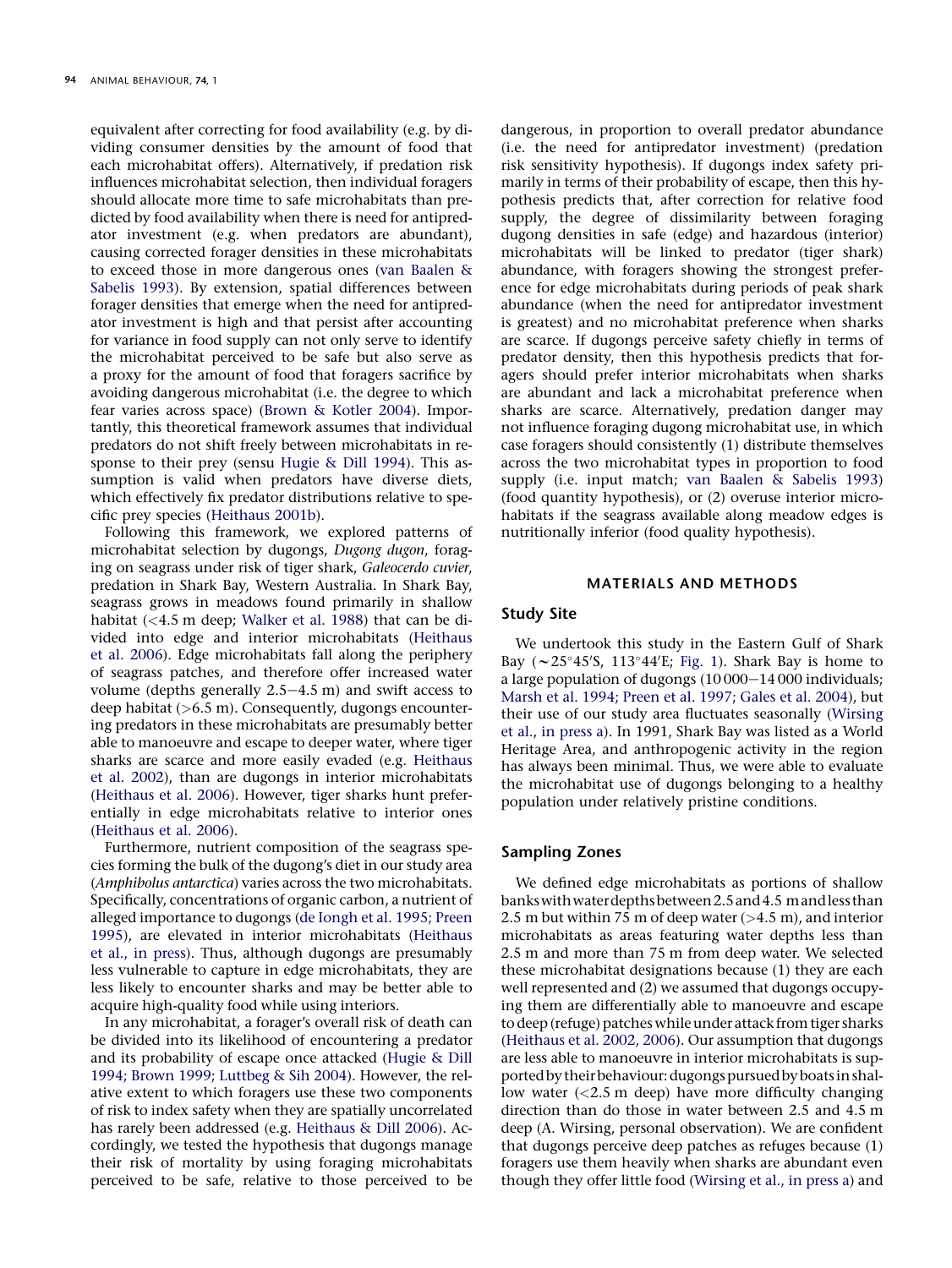equivalent after correcting for food availability (e.g. by dividing consumer densities by the amount of food that each microhabitat offers). Alternatively, if predation risk influences microhabitat selection, then individual foragers should allocate more time to safe microhabitats than predicted by food availability when there is need for antipredator investment (e.g. when predators are abundant), causing corrected forager densities in these microhabitats to exceed those in more dangerous ones (van Baalen & Sabelis 1993). By extension, spatial differences between forager densities that emerge when the need for antipredator investment is high and that persist after accounting for variance in food supply can not only serve to identify the microhabitat perceived to be safe but also serve as a proxy for the amount of food that foragers sacrifice by avoiding dangerous microhabitat (i.e. the degree to which fear varies across space) (Brown & Kotler 2004). Importantly, this theoretical framework assumes that individual predators do not shift freely between microhabitats in response to their prey (sensu Hugie & Dill 1994). This assumption is valid when predators have diverse diets, which effectively fix predator distributions relative to specific prey species (Heithaus 2001b).

Following this framework, we explored patterns of microhabitat selection by dugongs, *Dugong dugon*, foraging on seagrass under risk of tiger shark, *Galeocerdo cuvier*, predation in Shark Bay, Western Australia. In Shark Bay, seagrass grows in meadows found primarily in shallow habitat (<4.5 m deep; Walker et al. 1988) that can be divided into edge and interior microhabitats (Heithaus et al. 2006). Edge microhabitats fall along the periphery of seagrass patches, and therefore offer increased water volume (depths generally 2.5–4.5 m) and swift access to deep habitat (>6.5 m). Consequently, dugongs encountering predators in these microhabitats are presumably better able to manoeuvre and escape to deeper water, where tiger sharks are scarce and more easily evaded (e.g. Heithaus et al. 2002), than are dugongs in interior microhabitats (Heithaus et al. 2006). However, tiger sharks hunt preferentially in edge microhabitats relative to interior ones (Heithaus et al. 2006).

Furthermore, nutrient composition of the seagrass species forming the bulk of the dugong's diet in our study area (*Amphibolus antarctica*) varies across the two microhabitats. Specifically, concentrations of organic carbon, a nutrient of alleged importance to dugongs (de Iongh et al. 1995; Preen 1995), are elevated in interior microhabitats (Heithaus et al., in press). Thus, although dugongs are presumably less vulnerable to capture in edge microhabitats, they are less likely to encounter sharks and may be better able to acquire high-quality food while using interiors.

In any microhabitat, a forager's overall risk of death can be divided into its likelihood of encountering a predator and its probability of escape once attacked (Hugie & Dill 1994; Brown 1999; Luttbeg & Sih 2004). However, the relative extent to which foragers use these two components of risk to index safety when they are spatially uncorrelated has rarely been addressed (e.g. Heithaus & Dill 2006). Accordingly, we tested the hypothesis that dugongs manage their risk of mortality by using foraging microhabitats perceived to be safe, relative to those perceived to be dangerous, in proportion to overall predator abundance (i.e. the need for antipredator investment) (predation risk sensitivity hypothesis). If dugongs index safety primarily in terms of their probability of escape, then this hypothesis predicts that, after correction for relative food supply, the degree of dissimilarity between foraging dugong densities in safe (edge) and hazardous (interior) microhabitats will be linked to predator (tiger shark) abundance, with foragers showing the strongest preference for edge microhabitats during periods of peak shark abundance (when the need for antipredator investment is greatest) and no microhabitat preference when sharks are scarce. If dugongs perceive safety chiefly in terms of predator density, then this hypothesis predicts that foragers should prefer interior microhabitats when sharks are abundant and lack a microhabitat preference when sharks are scarce. Alternatively, predation danger may not influence foraging dugong microhabitat use, in which case foragers should consistently (1) distribute themselves across the two microhabitat types in proportion to food supply (i.e. input match; van Baalen & Sabelis 1993) (food quantity hypothesis), or (2) overuse interior microhabitats if the seagrass available along meadow edges is nutritionally inferior (food quality hypothesis).

## MATERIALS AND METHODS

### Study Site

We undertook this study in the Eastern Gulf of Shark Bay (~25°45′S, 113°44′E; Fig. 1). Shark Bay is home to a large population of dugongs (10 000–14 000 individuals; Marsh et al. 1994; Preen et al. 1997; Gales et al. 2004), but their use of our study area fluctuates seasonally (Wirsing et al., in press a). In 1991, Shark Bay was listed as a World Heritage Area, and anthropogenic activity in the region has always been minimal. Thus, we were able to evaluate the microhabitat use of dugongs belonging to a healthy population under relatively pristine conditions.

### Sampling Zones

We defined edge microhabitats as portions of shallow banks with water depths between 2.5 and 4.5 m and less than 2.5 m but within 75 m of deep water (>4.5 m), and interior microhabitats as areas featuring water depths less than 2.5 m and more than 75 m from deep water. We selected these microhabitat designations because (1) they are each well represented and (2) we assumed that dugongs occupying them are differentially able to manoeuvre and escape to deep (refuge) patches while under attack from tiger sharks (Heithaus et al. 2002, 2006). Our assumption that dugongs are less able to manoeuvre in interior microhabitats is supported by their behaviour: dugongs pursued by boats in shallow water (<2.5 m deep) have more difficulty changing direction than do those in water between 2.5 and 4.5 m deep (A. Wirsing, personal observation). We are confident that dugongs perceive deep patches as refuges because (1) foragers use them heavily when sharks are abundant even though they offer little food (Wirsing et al., in press a) and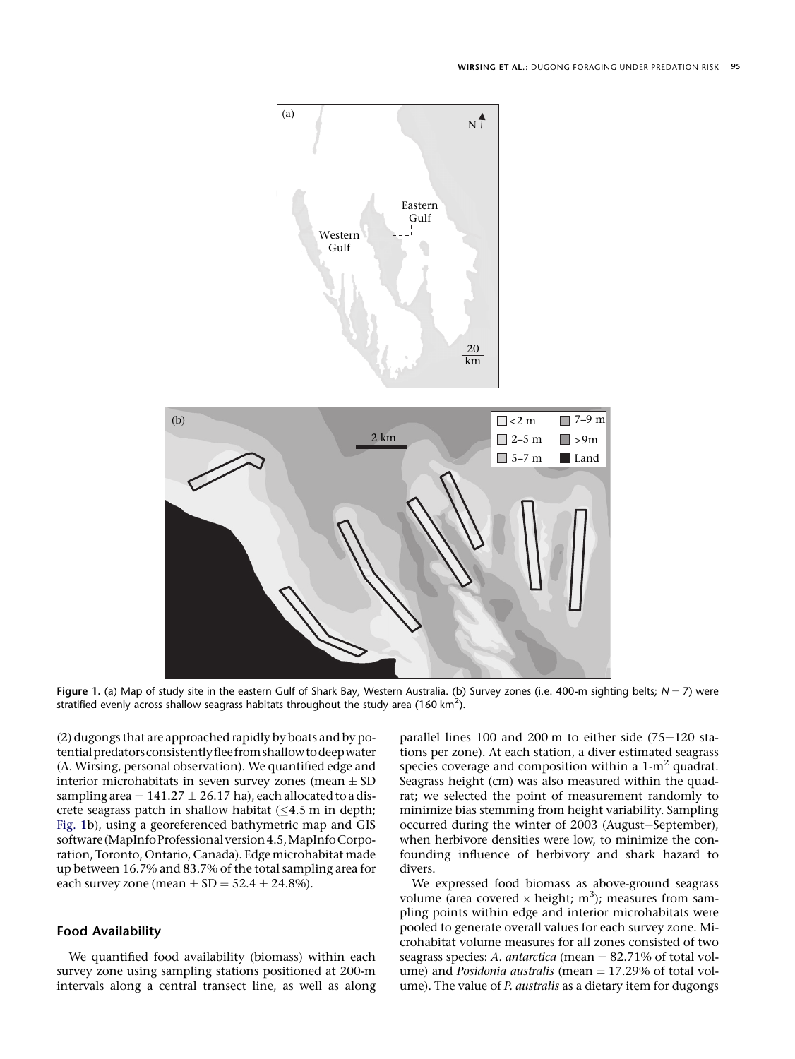**Figure 1.** (a) Map of study site in the eastern Gulf of Shark Bay, Western Australia. (b) Survey zones (i.e. 400-m sighting belts; $N = 7$) were stratified evenly across shallow seagrass habitats throughout the study area (160 km$^2$).

(2) dugongs that are approached rapidly by boats and by potential predators consistently flee from shallow to deep water (A. Wirsing, personal observation). We quantified edge and interior microhabitats in seven survey zones (mean $\pm$ SD sampling area $= 141.27 \pm 26.17$ ha), each allocated to a discrete seagrass patch in shallow habitat ($\leq$4.5 m in depth; Fig. 1b), using a georeferenced bathymetric map and GIS software (MapInfo Professional version 4.5, MapInfo Corporation, Toronto, Ontario, Canada). Edge microhabitat made up between 16.7% and 83.7% of the total sampling area for each survey zone (mean $\pm$ SD $= 52.4 \pm 24.8$%).

## Food Availability

We quantified food availability (biomass) within each survey zone using sampling stations positioned at 200-m intervals along a central transect line, as well as along parallel lines 100 and 200 m to either side (75–120 stations per zone). At each station, a diver estimated seagrass species coverage and composition within a 1-m$^2$ quadrat. Seagrass height (cm) was also measured within the quadrat; we selected the point of measurement randomly to minimize bias stemming from height variability. Sampling occurred during the winter of 2003 (August–September), when herbivore densities were low, to minimize the confounding influence of herbivory and shark hazard to divers.

We expressed food biomass as above-ground seagrass volume (area covered $\times$ height; m$^3$); measures from sampling points within edge and interior microhabitats were pooled to generate overall values for each survey zone. Microhabitat volume measures for all zones consisted of two seagrass species: *A. antarctica* (mean $=$ 82.71% of total volume) and *Posidonia australis* (mean $=$ 17.29% of total volume). The value of *P. australis* as a dietary item for dugongs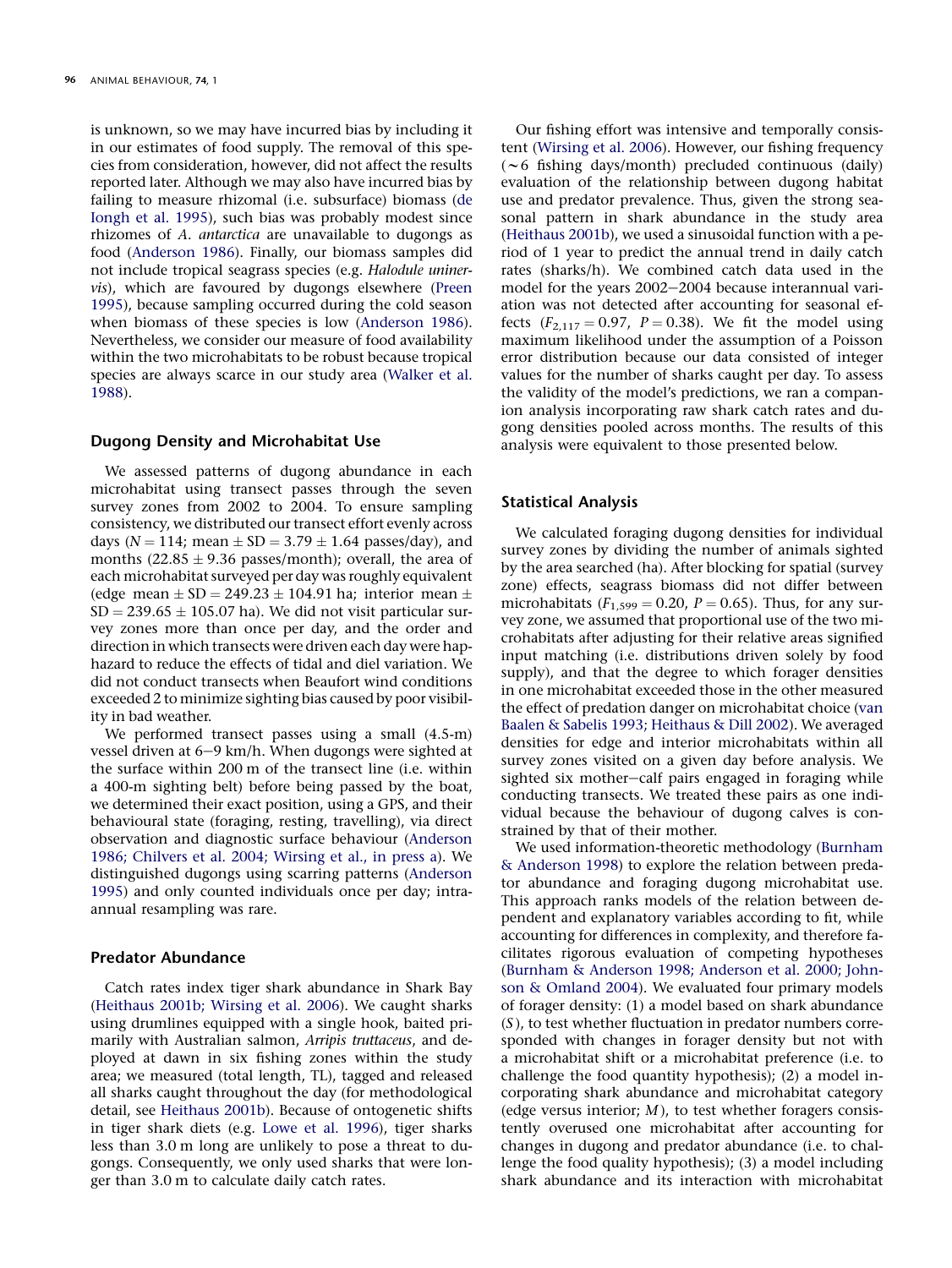is unknown, so we may have incurred bias by including it in our estimates of food supply. The removal of this species from consideration, however, did not affect the results reported later. Although we may also have incurred bias by failing to measure rhizomal (i.e. subsurface) biomass (de Iongh et al. 1995), such bias was probably modest since rhizomes of *A. antarctica* are unavailable to dugongs as food (Anderson 1986). Finally, our biomass samples did not include tropical seagrass species (e.g. *Halodule uninervis*), which are favoured by dugongs elsewhere (Preen 1995), because sampling occurred during the cold season when biomass of these species is low (Anderson 1986). Nevertheless, we consider our measure of food availability within the two microhabitats to be robust because tropical species are always scarce in our study area (Walker et al. 1988).

## Dugong Density and Microhabitat Use

We assessed patterns of dugong abundance in each microhabitat using transect passes through the seven survey zones from 2002 to 2004. To ensure sampling consistency, we distributed our transect effort evenly across days ($N = 114$; mean $\pm$ SD $= 3.79 \pm 1.64$ passes/day), and months ($22.85 \pm 9.36$ passes/month); overall, the area of each microhabitat surveyed per day was roughly equivalent (edge mean $\pm$ SD $= 249.23 \pm 104.91$ ha; interior mean $\pm$ SD $= 239.65 \pm 105.07$ ha). We did not visit particular survey zones more than once per day, and the order and direction in which transects were driven each day were haphazard to reduce the effects of tidal and diel variation. We did not conduct transects when Beaufort wind conditions exceeded 2 to minimize sighting bias caused by poor visibility in bad weather.

We performed transect passes using a small (4.5-m) vessel driven at 6–9 km/h. When dugongs were sighted at the surface within 200 m of the transect line (i.e. within a 400-m sighting belt) before being passed by the boat, we determined their exact position, using a GPS, and their behavioural state (foraging, resting, travelling), via direct observation and diagnostic surface behaviour (Anderson 1986; Chilvers et al. 2004; Wirsing et al., in press a). We distinguished dugongs using scarring patterns (Anderson 1995) and only counted individuals once per day; intra-annual resampling was rare.

## Predator Abundance

Catch rates index tiger shark abundance in Shark Bay (Heithaus 2001b; Wirsing et al. 2006). We caught sharks using drumlines equipped with a single hook, baited primarily with Australian salmon, *Arripis truttaceus*, and deployed at dawn in six fishing zones within the study area; we measured (total length, TL), tagged and released all sharks caught throughout the day (for methodological detail, see Heithaus 2001b). Because of ontogenetic shifts in tiger shark diets (e.g. Lowe et al. 1996), tiger sharks less than 3.0 m long are unlikely to pose a threat to dugongs. Consequently, we only used sharks that were longer than 3.0 m to calculate daily catch rates.

Our fishing effort was intensive and temporally consistent (Wirsing et al. 2006). However, our fishing frequency (~6 fishing days/month) precluded continuous (daily) evaluation of the relationship between dugong habitat use and predator prevalence. Thus, given the strong seasonal pattern in shark abundance in the study area (Heithaus 2001b), we used a sinusoidal function with a period of 1 year to predict the annual trend in daily catch rates (sharks/h). We combined catch data used in the model for the years 2002–2004 because interannual variation was not detected after accounting for seasonal effects ($F_{2,117} = 0.97$, $P = 0.38$). We fit the model using maximum likelihood under the assumption of a Poisson error distribution because our data consisted of integer values for the number of sharks caught per day. To assess the validity of the model's predictions, we ran a companion analysis incorporating raw shark catch rates and dugong densities pooled across months. The results of this analysis were equivalent to those presented below.

## Statistical Analysis

We calculated foraging dugong densities for individual survey zones by dividing the number of animals sighted by the area searched (ha). After blocking for spatial (survey zone) effects, seagrass biomass did not differ between microhabitats ($F_{1,599} = 0.20$, $P = 0.65$). Thus, for any survey zone, we assumed that proportional use of the two microhabitats after adjusting for their relative areas signified input matching (i.e. distributions driven solely by food supply), and that the degree to which forager densities in one microhabitat exceeded those in the other measured the effect of predation danger on microhabitat choice (van Baalen & Sabelis 1993; Heithaus & Dill 2002). We averaged densities for edge and interior microhabitats within all survey zones visited on a given day before analysis. We sighted six mother–calf pairs engaged in foraging while conducting transects. We treated these pairs as one individual because the behaviour of dugong calves is constrained by that of their mother.

We used information-theoretic methodology (Burnham & Anderson 1998) to explore the relation between predator abundance and foraging dugong microhabitat use. This approach ranks models of the relation between dependent and explanatory variables according to fit, while accounting for differences in complexity, and therefore facilitates rigorous evaluation of competing hypotheses (Burnham & Anderson 1998; Anderson et al. 2000; Johnson & Omland 2004). We evaluated four primary models of forager density: (1) a model based on shark abundance ($S$), to test whether fluctuation in predator numbers corresponded with changes in forager density but not with a microhabitat shift or a microhabitat preference (i.e. to challenge the food quantity hypothesis); (2) a model incorporating shark abundance and microhabitat category (edge versus interior; $M$), to test whether foragers consistently overused one microhabitat after accounting for changes in dugong and predator abundance (i.e. to challenge the food quality hypothesis); (3) a model including shark abundance and its interaction with microhabitat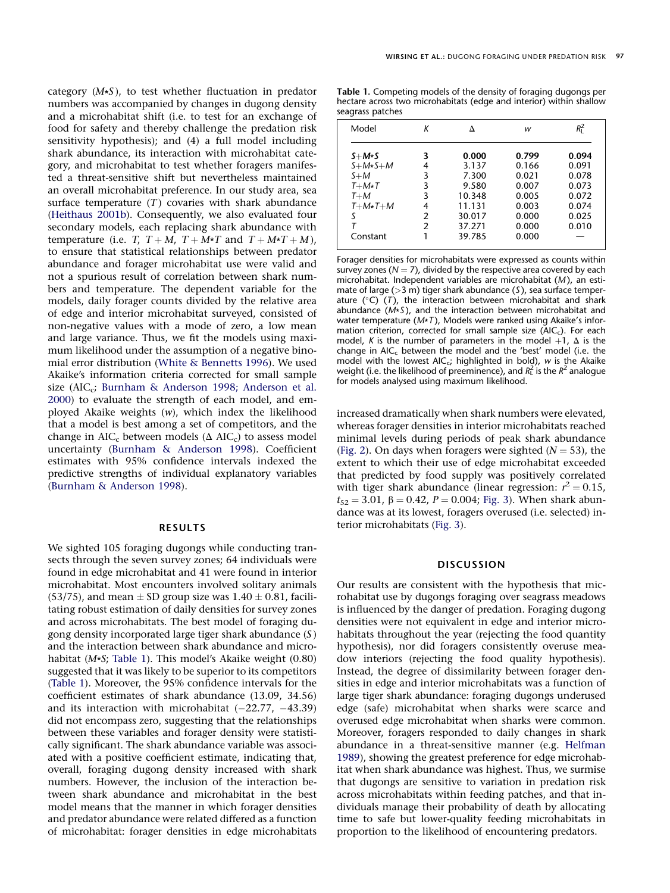category ($M{*}S$), to test whether fluctuation in predator numbers was accompanied by changes in dugong density and a microhabitat shift (i.e. to test for an exchange of food for safety and thereby challenge the predation risk sensitivity hypothesis); and (4) a full model including shark abundance, its interaction with microhabitat category, and microhabitat to test whether foragers manifested a threat-sensitive shift but nevertheless maintained an overall microhabitat preference. In our study area, sea surface temperature ($T$) covaries with shark abundance (Heithaus 2001b). Consequently, we also evaluated four secondary models, each replacing shark abundance with temperature (i.e. $T$, $T+M$, $T+M{*}T$ and $T+M{*}T+M$), to ensure that statistical relationships between predator abundance and forager microhabitat use were valid and not a spurious result of correlation between shark numbers and temperature. The dependent variable for the models, daily forager counts divided by the relative area of edge and interior microhabitat surveyed, consisted of non-negative values with a mode of zero, a low mean and large variance. Thus, we fit the models using maximum likelihood under the assumption of a negative binomial error distribution (White & Bennetts 1996). We used Akaike's information criteria corrected for small sample size ($AIC_c$; Burnham & Anderson 1998; Anderson et al. 2000) to evaluate the strength of each model, and employed Akaike weights ($w$), which index the likelihood that a model is best among a set of competitors, and the change in $AIC_c$ between models ($\Delta$ $AIC_c$) to assess model uncertainty (Burnham & Anderson 1998). Coefficient estimates with 95% confidence intervals indexed the predictive strengths of individual explanatory variables (Burnham & Anderson 1998).

## RESULTS

We sighted 105 foraging dugongs while conducting transects through the seven survey zones; 64 individuals were found in edge microhabitat and 41 were found in interior microhabitat. Most encounters involved solitary animals (53/75), and mean ± SD group size was 1.40 ± 0.81, facilitating robust estimation of daily densities for survey zones and across microhabitats. The best model of foraging dugong density incorporated large tiger shark abundance ($S$) and the interaction between shark abundance and microhabitat ($M{*}S$; Table 1). This model's Akaike weight (0.80) suggested that it was likely to be superior to its competitors (Table 1). Moreover, the 95% confidence intervals for the coefficient estimates of shark abundance (13.09, 34.56) and its interaction with microhabitat (−22.77, −43.39) did not encompass zero, suggesting that the relationships between these variables and forager density were statistically significant. The shark abundance variable was associated with a positive coefficient estimate, indicating that, overall, foraging dugong density increased with shark numbers. However, the inclusion of the interaction between shark abundance and microhabitat in the best model means that the manner in which forager densities and predator abundance were related differed as a function of microhabitat: forager densities in edge microhabitats increased dramatically when shark numbers were elevated, whereas forager densities in interior microhabitats reached minimal levels during periods of peak shark abundance (Fig. 2). On days when foragers were sighted ($N = 53$), the extent to which their use of edge microhabitat exceeded that predicted by food supply was positively correlated with tiger shark abundance (linear regression: $r^2 = 0.15$, $t_{52} = 3.01$, $\beta = 0.42$, $P = 0.004$; Fig. 3). When shark abundance was at its lowest, foragers overused (i.e. selected) interior microhabitats (Fig. 3).

**Table 1.** Competing models of the density of foraging dugongs per hectare across two microhabitats (edge and interior) within shallow seagrass patches

| Model | $K$ | $\Delta$ | $w$ | $R^2_L$ |
|---|---|---|---|---|
| **$S+M{*}S$** | **3** | **0.000** | **0.799** | **0.094** |
| $S+M{*}S+M$ | 4 | 3.137 | 0.166 | 0.091 |
| $S+M$ | 3 | 7.300 | 0.021 | 0.078 |
| $T+M{*}T$ | 3 | 9.580 | 0.007 | 0.073 |
| $T+M$ | 3 | 10.348 | 0.005 | 0.072 |
| $T+M{*}T+M$ | 4 | 11.131 | 0.003 | 0.074 |
| $S$ | 2 | 30.017 | 0.000 | 0.025 |
| $T$ | 2 | 37.271 | 0.000 | 0.010 |
| Constant | 1 | 39.785 | 0.000 | — |

Forager densities for microhabitats were expressed as counts within survey zones ($N = 7$), divided by the respective area covered by each microhabitat. Independent variables are microhabitat ($M$), an estimate of large (>3 m) tiger shark abundance ($S$), sea surface temperature (°C) ($T$), the interaction between microhabitat and shark abundance ($M{*}S$), and the interaction between microhabitat and water temperature ($M{*}T$), Models were ranked using Akaike's information criterion, corrected for small sample size ($AIC_c$). For each model, $K$ is the number of parameters in the model +1, $\Delta$ is the change in $AIC_c$ between the model and the 'best' model (i.e. the model with the lowest $AIC_c$; highlighted in bold), $w$ is the Akaike weight (i.e. the likelihood of preeminence), and $R^2_L$ is the $R^2$ analogue for models analysed using maximum likelihood.

## DISCUSSION

Our results are consistent with the hypothesis that microhabitat use by dugongs foraging over seagrass meadows is influenced by the danger of predation. Foraging dugong densities were not equivalent in edge and interior microhabitats throughout the year (rejecting the food quantity hypothesis), nor did foragers consistently overuse meadow interiors (rejecting the food quality hypothesis). Instead, the degree of dissimilarity between forager densities in edge and interior microhabitats was a function of large tiger shark abundance: foraging dugongs underused edge (safe) microhabitat when sharks were scarce and overused edge microhabitat when sharks were common. Moreover, foragers responded to daily changes in shark abundance in a threat-sensitive manner (e.g. Helfman 1989), showing the greatest preference for edge microhabitat when shark abundance was highest. Thus, we surmise that dugongs are sensitive to variation in predation risk across microhabitats within feeding patches, and that individuals manage their probability of death by allocating time to safe but lower-quality feeding microhabitats in proportion to the likelihood of encountering predators.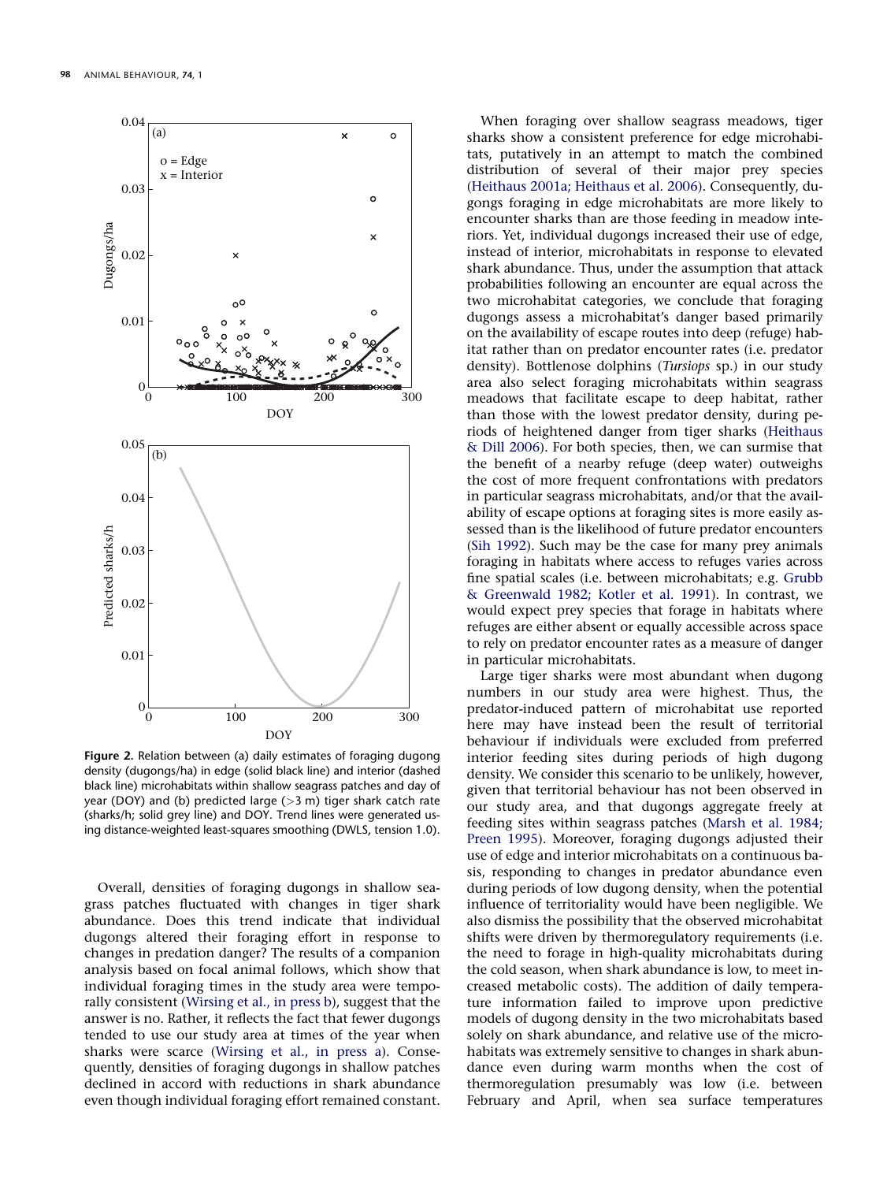Figure 2. Relation between (a) daily estimates of foraging dugong density (dugongs/ha) in edge (solid black line) and interior (dashed black line) microhabitats within shallow seagrass patches and day of year (DOY) and (b) predicted large (>3 m) tiger shark catch rate (sharks/h; solid grey line) and DOY. Trend lines were generated using distance-weighted least-squares smoothing (DWLS, tension 1.0).

Overall, densities of foraging dugongs in shallow seagrass patches fluctuated with changes in tiger shark abundance. Does this trend indicate that individual dugongs altered their foraging effort in response to changes in predation danger? The results of a companion analysis based on focal animal follows, which show that individual foraging times in the study area were temporally consistent (Wirsing et al., in press b), suggest that the answer is no. Rather, it reflects the fact that fewer dugongs tended to use our study area at times of the year when sharks were scarce (Wirsing et al., in press a). Consequently, densities of foraging dugongs in shallow patches declined in accord with reductions in shark abundance even though individual foraging effort remained constant.

When foraging over shallow seagrass meadows, tiger sharks show a consistent preference for edge microhabitats, putatively in an attempt to match the combined distribution of several of their major prey species (Heithaus 2001a; Heithaus et al. 2006). Consequently, dugongs foraging in edge microhabitats are more likely to encounter sharks than are those feeding in meadow interiors. Yet, individual dugongs increased their use of edge, instead of interior, microhabitats in response to elevated shark abundance. Thus, under the assumption that attack probabilities following an encounter are equal across the two microhabitat categories, we conclude that foraging dugongs assess a microhabitat's danger based primarily on the availability of escape routes into deep (refuge) habitat rather than on predator encounter rates (i.e. predator density). Bottlenose dolphins (*Tursiops* sp.) in our study area also select foraging microhabitats within seagrass meadows that facilitate escape to deep habitat, rather than those with the lowest predator density, during periods of heightened danger from tiger sharks (Heithaus & Dill 2006). For both species, then, we can surmise that the benefit of a nearby refuge (deep water) outweighs the cost of more frequent confrontations with predators in particular seagrass microhabitats, and/or that the availability of escape options at foraging sites is more easily assessed than is the likelihood of future predator encounters (Sih 1992). Such may be the case for many prey animals foraging in habitats where access to refuges varies across fine spatial scales (i.e. between microhabitats; e.g. Grubb & Greenwald 1982; Kotler et al. 1991). In contrast, we would expect prey species that forage in habitats where refuges are either absent or equally accessible across space to rely on predator encounter rates as a measure of danger in particular microhabitats.

Large tiger sharks were most abundant when dugong numbers in our study area were highest. Thus, the predator-induced pattern of microhabitat use reported here may have instead been the result of territorial behaviour if individuals were excluded from preferred interior feeding sites during periods of high dugong density. We consider this scenario to be unlikely, however, given that territorial behaviour has not been observed in our study area, and that dugongs aggregate freely at feeding sites within seagrass patches (Marsh et al. 1984; Preen 1995). Moreover, foraging dugongs adjusted their use of edge and interior microhabitats on a continuous basis, responding to changes in predator abundance even during periods of low dugong density, when the potential influence of territoriality would have been negligible. We also dismiss the possibility that the observed microhabitat shifts were driven by thermoregulatory requirements (i.e. the need to forage in high-quality microhabitats during the cold season, when shark abundance is low, to meet increased metabolic costs). The addition of daily temperature information failed to improve upon predictive models of dugong density in the two microhabitats based solely on shark abundance, and relative use of the microhabitats was extremely sensitive to changes in shark abundance even during warm months when the cost of thermoregulation presumably was low (i.e. between February and April, when sea surface temperatures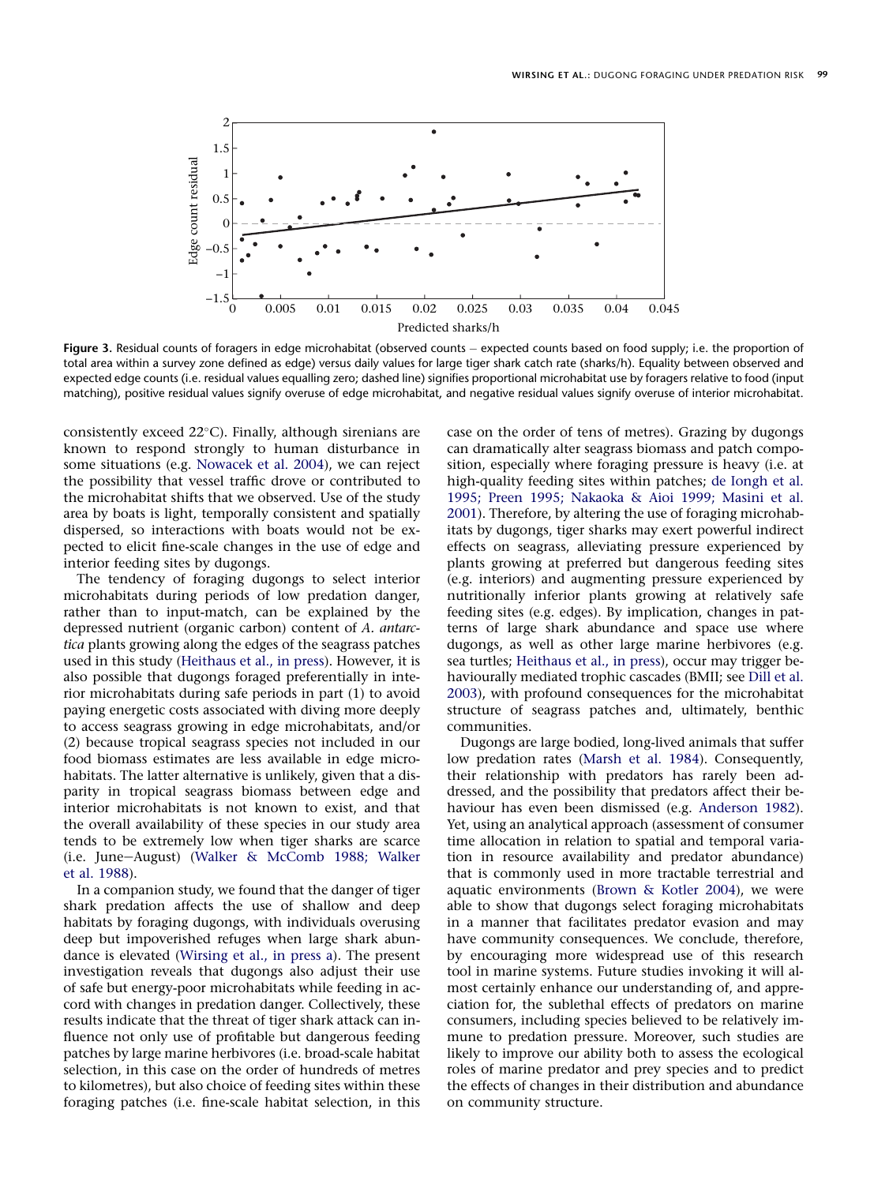**Figure 3.** Residual counts of foragers in edge microhabitat (observed counts − expected counts based on food supply; i.e. the proportion of total area within a survey zone defined as edge) versus daily values for large tiger shark catch rate (sharks/h). Equality between observed and expected edge counts (i.e. residual values equalling zero; dashed line) signifies proportional microhabitat use by foragers relative to food (input matching), positive residual values signify overuse of edge microhabitat, and negative residual values signify overuse of interior microhabitat.

consistently exceed 22°C). Finally, although sirenians are known to respond strongly to human disturbance in some situations (e.g. Nowacek et al. 2004), we can reject the possibility that vessel traffic drove or contributed to the microhabitat shifts that we observed. Use of the study area by boats is light, temporally consistent and spatially dispersed, so interactions with boats would not be expected to elicit fine-scale changes in the use of edge and interior feeding sites by dugongs.

The tendency of foraging dugongs to select interior microhabitats during periods of low predation danger, rather than to input-match, can be explained by the depressed nutrient (organic carbon) content of *A. antarctica* plants growing along the edges of the seagrass patches used in this study (Heithaus et al., in press). However, it is also possible that dugongs foraged preferentially in interior microhabitats during safe periods in part (1) to avoid paying energetic costs associated with diving more deeply to access seagrass growing in edge microhabitats, and/or (2) because tropical seagrass species not included in our food biomass estimates are less available in edge microhabitats. The latter alternative is unlikely, given that a disparity in tropical seagrass biomass between edge and interior microhabitats is not known to exist, and that the overall availability of these species in our study area tends to be extremely low when tiger sharks are scarce (i.e. June–August) (Walker & McComb 1988; Walker et al. 1988).

In a companion study, we found that the danger of tiger shark predation affects the use of shallow and deep habitats by foraging dugongs, with individuals overusing deep but impoverished refuges when large shark abundance is elevated (Wirsing et al., in press a). The present investigation reveals that dugongs also adjust their use of safe but energy-poor microhabitats while feeding in accord with changes in predation danger. Collectively, these results indicate that the threat of tiger shark attack can influence not only use of profitable but dangerous feeding patches by large marine herbivores (i.e. broad-scale habitat selection, in this case on the order of hundreds of metres to kilometres), but also choice of feeding sites within these foraging patches (i.e. fine-scale habitat selection, in this case on the order of tens of metres). Grazing by dugongs can dramatically alter seagrass biomass and patch composition, especially where foraging pressure is heavy (i.e. at high-quality feeding sites within patches; de Iongh et al. 1995; Preen 1995; Nakaoka & Aioi 1999; Masini et al. 2001). Therefore, by altering the use of foraging microhabitats by dugongs, tiger sharks may exert powerful indirect effects on seagrass, alleviating pressure experienced by plants growing at preferred but dangerous feeding sites (e.g. interiors) and augmenting pressure experienced by nutritionally inferior plants growing at relatively safe feeding sites (e.g. edges). By implication, changes in patterns of large shark abundance and space use where dugongs, as well as other large marine herbivores (e.g. sea turtles; Heithaus et al., in press), occur may trigger behaviourally mediated trophic cascades (BMII; see Dill et al. 2003), with profound consequences for the microhabitat structure of seagrass patches and, ultimately, benthic communities.

Dugongs are large bodied, long-lived animals that suffer low predation rates (Marsh et al. 1984). Consequently, their relationship with predators has rarely been addressed, and the possibility that predators affect their behaviour has even been dismissed (e.g. Anderson 1982). Yet, using an analytical approach (assessment of consumer time allocation in relation to spatial and temporal variation in resource availability and predator abundance) that is commonly used in more tractable terrestrial and aquatic environments (Brown & Kotler 2004), we were able to show that dugongs select foraging microhabitats in a manner that facilitates predator evasion and may have community consequences. We conclude, therefore, by encouraging more widespread use of this research tool in marine systems. Future studies invoking it will almost certainly enhance our understanding of, and appreciation for, the sublethal effects of predators on marine consumers, including species believed to be relatively immune to predation pressure. Moreover, such studies are likely to improve our ability both to assess the ecological roles of marine predator and prey species and to predict the effects of changes in their distribution and abundance on community structure.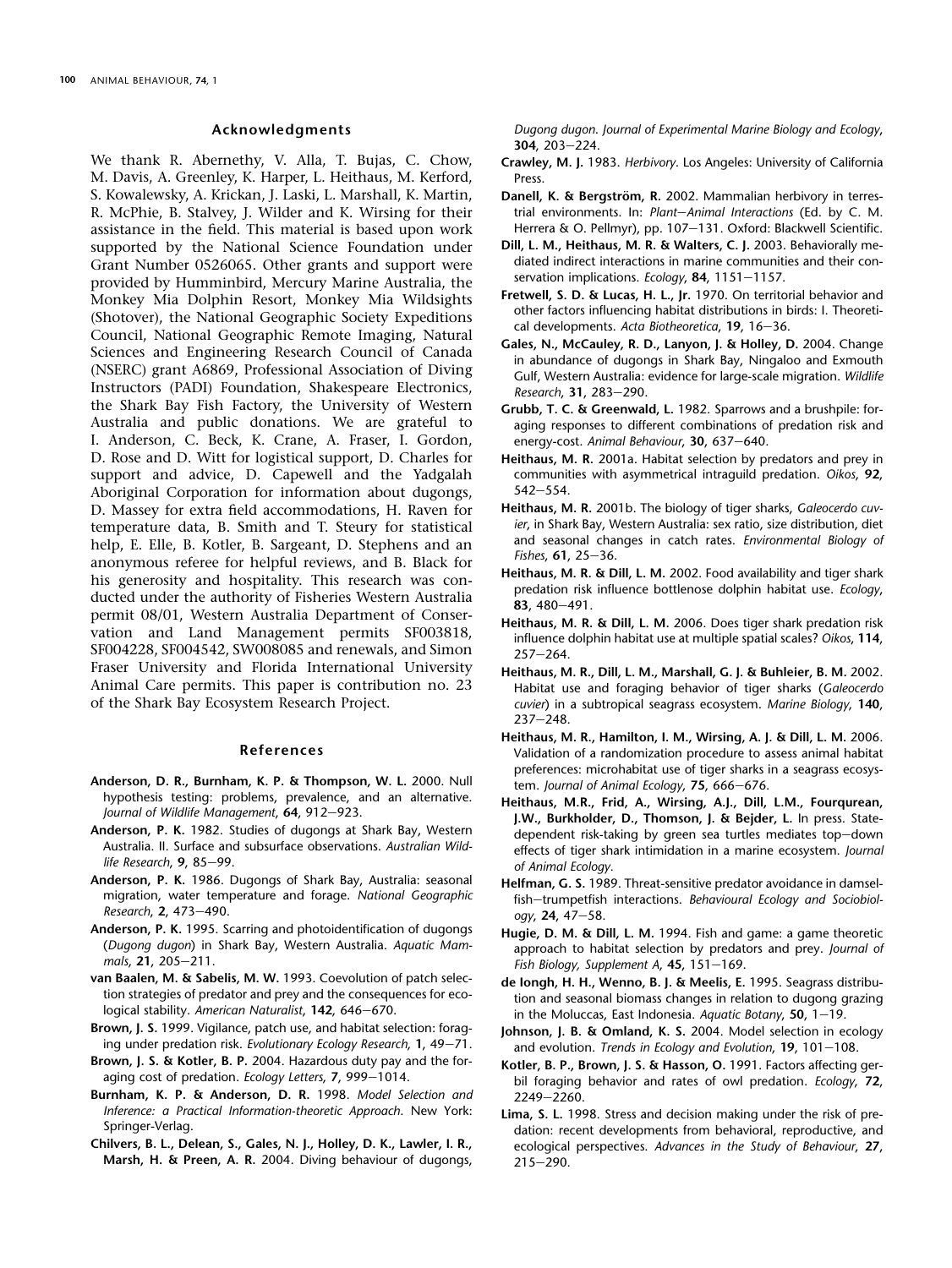## Acknowledgments

We thank R. Abernethy, V. Alla, T. Bujas, C. Chow, M. Davis, A. Greenley, K. Harper, L. Heithaus, M. Kerford, S. Kowalewsky, A. Krickan, J. Laski, L. Marshall, K. Martin, R. McPhie, B. Stalvey, J. Wilder and K. Wirsing for their assistance in the field. This material is based upon work supported by the National Science Foundation under Grant Number 0526065. Other grants and support were provided by Humminbird, Mercury Marine Australia, the Monkey Mia Dolphin Resort, Monkey Mia Wildsights (Shotover), the National Geographic Society Expeditions Council, National Geographic Remote Imaging, Natural Sciences and Engineering Research Council of Canada (NSERC) grant A6869, Professional Association of Diving Instructors (PADI) Foundation, Shakespeare Electronics, the Shark Bay Fish Factory, the University of Western Australia and public donations. We are grateful to I. Anderson, C. Beck, K. Crane, A. Fraser, I. Gordon, D. Rose and D. Witt for logistical support, D. Charles for support and advice, D. Capewell and the Yadgalah Aboriginal Corporation for information about dugongs, D. Massey for extra field accommodations, H. Raven for temperature data, B. Smith and T. Steury for statistical help, E. Elle, B. Kotler, B. Sargeant, D. Stephens and an anonymous referee for helpful reviews, and B. Black for his generosity and hospitality. This research was conducted under the authority of Fisheries Western Australia permit 08/01, Western Australia Department of Conservation and Land Management permits SF003818, SF004228, SF004542, SW008085 and renewals, and Simon Fraser University and Florida International University Animal Care permits. This paper is contribution no. 23 of the Shark Bay Ecosystem Research Project.

## References

**Anderson, D. R., Burnham, K. P. & Thompson, W. L.** 2000. Null hypothesis testing: problems, prevalence, and an alternative. *Journal of Wildlife Management*, **64**, 912–923.

**Anderson, P. K.** 1982. Studies of dugongs at Shark Bay, Western Australia. II. Surface and subsurface observations. *Australian Wildlife Research*, **9**, 85–99.

**Anderson, P. K.** 1986. Dugongs of Shark Bay, Australia: seasonal migration, water temperature and forage. *National Geographic Research*, **2**, 473–490.

**Anderson, P. K.** 1995. Scarring and photoidentification of dugongs (*Dugong dugon*) in Shark Bay, Western Australia. *Aquatic Mammals*, **21**, 205–211.

**van Baalen, M. & Sabelis, M. W.** 1993. Coevolution of patch selection strategies of predator and prey and the consequences for ecological stability. *American Naturalist*, **142**, 646–670.

**Brown, J. S.** 1999. Vigilance, patch use, and habitat selection: foraging under predation risk. *Evolutionary Ecology Research*, **1**, 49–71.

**Brown, J. S. & Kotler, B. P.** 2004. Hazardous duty pay and the foraging cost of predation. *Ecology Letters*, **7**, 999–1014.

**Burnham, K. P. & Anderson, D. R.** 1998. *Model Selection and Inference: a Practical Information-theoretic Approach*. New York: Springer-Verlag.

**Chilvers, B. L., Delean, S., Gales, N. J., Holley, D. K., Lawler, I. R., Marsh, H. & Preen, A. R.** 2004. Diving behaviour of dugongs, *Dugong dugon*. *Journal of Experimental Marine Biology and Ecology*, **304**, 203–224.

**Crawley, M. J.** 1983. *Herbivory*. Los Angeles: University of California Press.

**Danell, K. & Bergström, R.** 2002. Mammalian herbivory in terrestrial environments. In: *Plant–Animal Interactions* (Ed. by C. M. Herrera & O. Pellmyr), pp. 107–131. Oxford: Blackwell Scientific.

**Dill, L. M., Heithaus, M. R. & Walters, C. J.** 2003. Behaviorally mediated indirect interactions in marine communities and their conservation implications. *Ecology*, **84**, 1151–1157.

**Fretwell, S. D. & Lucas, H. L., Jr.** 1970. On territorial behavior and other factors influencing habitat distributions in birds: I. Theoretical developments. *Acta Biotheoretica*, **19**, 16–36.

**Gales, N., McCauley, R. D., Lanyon, J. & Holley, D.** 2004. Change in abundance of dugongs in Shark Bay, Ningaloo and Exmouth Gulf, Western Australia: evidence for large-scale migration. *Wildlife Research*, **31**, 283–290.

**Grubb, T. C. & Greenwald, L.** 1982. Sparrows and a brushpile: foraging responses to different combinations of predation risk and energy-cost. *Animal Behaviour*, **30**, 637–640.

**Heithaus, M. R.** 2001a. Habitat selection by predators and prey in communities with asymmetrical intraguild predation. *Oikos*, **92**, 542–554.

**Heithaus, M. R.** 2001b. The biology of tiger sharks, *Galeocerdo cuvier*, in Shark Bay, Western Australia: sex ratio, size distribution, diet and seasonal changes in catch rates. *Environmental Biology of Fishes*, **61**, 25–36.

**Heithaus, M. R. & Dill, L. M.** 2002. Food availability and tiger shark predation risk influence bottlenose dolphin habitat use. *Ecology*, **83**, 480–491.

**Heithaus, M. R. & Dill, L. M.** 2006. Does tiger shark predation risk influence dolphin habitat use at multiple spatial scales? *Oikos*, **114**, 257–264.

**Heithaus, M. R., Dill, L. M., Marshall, G. J. & Buhleier, B. M.** 2002. Habitat use and foraging behavior of tiger sharks (*Galeocerdo cuvier*) in a subtropical seagrass ecosystem. *Marine Biology*, **140**, 237–248.

**Heithaus, M. R., Hamilton, I. M., Wirsing, A. J. & Dill, L. M.** 2006. Validation of a randomization procedure to assess animal habitat preferences: microhabitat use of tiger sharks in a seagrass ecosystem. *Journal of Animal Ecology*, **75**, 666–676.

**Heithaus, M.R., Frid, A., Wirsing, A.J., Dill, L.M., Fourqurean, J.W., Burkholder, D., Thomson, J. & Bejder, L.** In press. State-dependent risk-taking by green sea turtles mediates top–down effects of tiger shark intimidation in a marine ecosystem. *Journal of Animal Ecology*.

**Helfman, G. S.** 1989. Threat-sensitive predator avoidance in damselfish–trumpetfish interactions. *Behavioural Ecology and Sociobiology*, **24**, 47–58.

**Hugie, D. M. & Dill, L. M.** 1994. Fish and game: a game theoretic approach to habitat selection by predators and prey. *Journal of Fish Biology, Supplement A*, **45**, 151–169.

**de Iongh, H. H., Wenno, B. J. & Meelis, E.** 1995. Seagrass distribution and seasonal biomass changes in relation to dugong grazing in the Moluccas, East Indonesia. *Aquatic Botany*, **50**, 1–19.

**Johnson, J. B. & Omland, K. S.** 2004. Model selection in ecology and evolution. *Trends in Ecology and Evolution*, **19**, 101–108.

**Kotler, B. P., Brown, J. S. & Hasson, O.** 1991. Factors affecting gerbil foraging behavior and rates of owl predation. *Ecology*, **72**, 2249–2260.

**Lima, S. L.** 1998. Stress and decision making under the risk of predation: recent developments from behavioral, reproductive, and ecological perspectives. *Advances in the Study of Behaviour*, **27**, 215–290.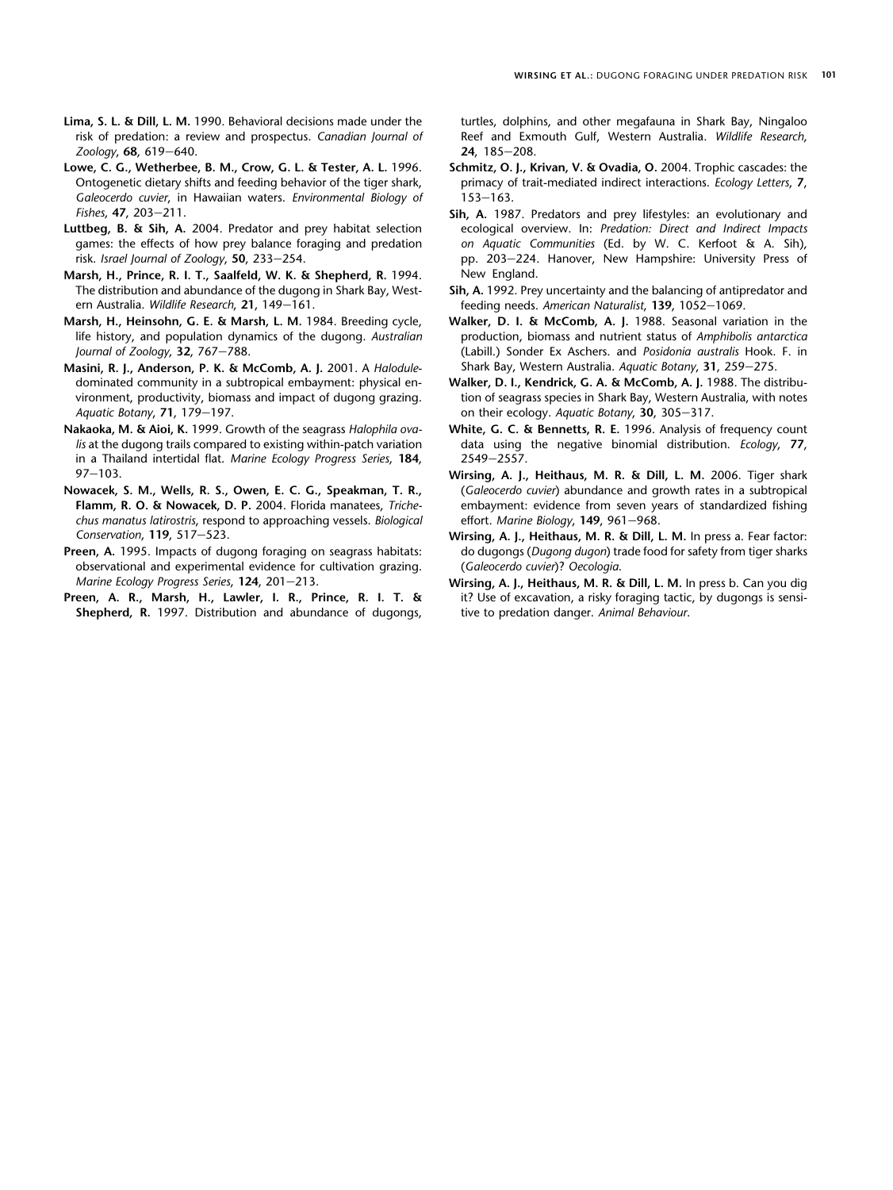**Lima, S. L. & Dill, L. M.** 1990. Behavioral decisions made under the risk of predation: a review and prospectus. *Canadian Journal of Zoology*, **68**, 619–640.

**Lowe, C. G., Wetherbee, B. M., Crow, G. L. & Tester, A. L.** 1996. Ontogenetic dietary shifts and feeding behavior of the tiger shark, *Galeocerdo cuvier*, in Hawaiian waters. *Environmental Biology of Fishes*, **47**, 203–211.

**Luttbeg, B. & Sih, A.** 2004. Predator and prey habitat selection games: the effects of how prey balance foraging and predation risk. *Israel Journal of Zoology*, **50**, 233–254.

**Marsh, H., Prince, R. I. T., Saalfeld, W. K. & Shepherd, R.** 1994. The distribution and abundance of the dugong in Shark Bay, Western Australia. *Wildlife Research*, **21**, 149–161.

**Marsh, H., Heinsohn, G. E. & Marsh, L. M.** 1984. Breeding cycle, life history, and population dynamics of the dugong. *Australian Journal of Zoology*, **32**, 767–788.

**Masini, R. J., Anderson, P. K. & McComb, A. J.** 2001. A *Halodule*-dominated community in a subtropical embayment: physical environment, productivity, biomass and impact of dugong grazing. *Aquatic Botany*, **71**, 179–197.

**Nakaoka, M. & Aioi, K.** 1999. Growth of the seagrass *Halophila ovalis* at the dugong trails compared to existing within-patch variation in a Thailand intertidal flat. *Marine Ecology Progress Series*, **184**, 97–103.

**Nowacek, S. M., Wells, R. S., Owen, E. C. G., Speakman, T. R., Flamm, R. O. & Nowacek, D. P.** 2004. Florida manatees, *Trichechus manatus latirostris*, respond to approaching vessels. *Biological Conservation*, **119**, 517–523.

**Preen, A.** 1995. Impacts of dugong foraging on seagrass habitats: observational and experimental evidence for cultivation grazing. *Marine Ecology Progress Series*, **124**, 201–213.

**Preen, A. R., Marsh, H., Lawler, I. R., Prince, R. I. T. & Shepherd, R.** 1997. Distribution and abundance of dugongs, turtles, dolphins, and other megafauna in Shark Bay, Ningaloo Reef and Exmouth Gulf, Western Australia. *Wildlife Research*, **24**, 185–208.

**Schmitz, O. J., Krivan, V. & Ovadia, O.** 2004. Trophic cascades: the primacy of trait-mediated indirect interactions. *Ecology Letters*, **7**, 153–163.

**Sih, A.** 1987. Predators and preys lifestyles: an evolutionary and ecological overview. In: *Predation: Direct and Indirect Impacts on Aquatic Communities* (Ed. by W. C. Kerfoot & A. Sih), pp. 203–224. Hanover, New Hampshire: University Press of New England.

**Sih, A.** 1992. Prey uncertainty and the balancing of antipredator and feeding needs. *American Naturalist*, **139**, 1052–1069.

**Walker, D. I. & McComb, A. J.** 1988. Seasonal variation in the production, biomass and nutrient status of *Amphibolis antarctica* (Labill.) Sonder Ex Aschers. and *Posidonia australis* Hook. F. in Shark Bay, Western Australia. *Aquatic Botany*, **31**, 259–275.

**Walker, D. I., Kendrick, G. A. & McComb, A. J.** 1988. The distribution of seagrass species in Shark Bay, Western Australia, with notes on their ecology. *Aquatic Botany*, **30**, 305–317.

**White, G. C. & Bennetts, R. E.** 1996. Analysis of frequency count data using the negative binomial distribution. *Ecology*, **77**, 2549–2557.

**Wirsing, A. J., Heithaus, M. R. & Dill, L. M.** 2006. Tiger shark (*Galeocerdo cuvier*) abundance and growth rates in a subtropical embayment: evidence from seven years of standardized fishing effort. *Marine Biology*, **149**, 961–968.

**Wirsing, A. J., Heithaus, M. R. & Dill, L. M.** In press a. Fear factor: do dugongs (*Dugong dugon*) trade food for safety from tiger sharks (*Galeocerdo cuvier*)? *Oecologia*.

**Wirsing, A. J., Heithaus, M. R. & Dill, L. M.** In press b. Can you dig it? Use of excavation, a risky foraging tactic, by dugongs is sensitive to predation danger. *Animal Behaviour*.